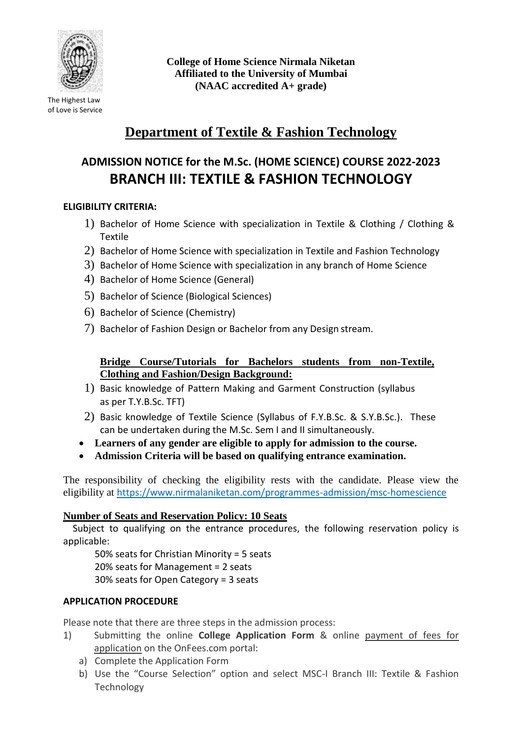The Highest Law of Love is Service

**College of Home Science Nirmala Niketan**
**Affiliated to the University of Mumbai**
**(NAAC accredited A+ grade)**

# Department of Textile & Fashion Technology

## ADMISSION NOTICE for the M.Sc. (HOME SCIENCE) COURSE 2022-2023
## BRANCH III: TEXTILE & FASHION TECHNOLOGY

**ELIGIBILITY CRITERIA:**

1) Bachelor of Home Science with specialization in Textile & Clothing / Clothing & Textile
2) Bachelor of Home Science with specialization in Textile and Fashion Technology
3) Bachelor of Home Science with specialization in any branch of Home Science
4) Bachelor of Home Science (General)
5) Bachelor of Science (Biological Sciences)
6) Bachelor of Science (Chemistry)
7) Bachelor of Fashion Design or Bachelor from any Design stream.

**Bridge Course/Tutorials for Bachelors students from non-Textile, Clothing and Fashion/Design Background:**

1) Basic knowledge of Pattern Making and Garment Construction (syllabus as per T.Y.B.Sc. TFT)
2) Basic knowledge of Textile Science (Syllabus of F.Y.B.Sc. & S.Y.B.Sc.). These can be undertaken during the M.Sc. Sem I and II simultaneously.

- **Learners of any gender are eligible to apply for admission to the course.**
- **Admission Criteria will be based on qualifying entrance examination.**

The responsibility of checking the eligibility rests with the candidate. Please view the eligibility at https://www.nirmalaniketan.com/programmes-admission/msc-homescience

**Number of Seats and Reservation Policy: 10 Seats**

Subject to qualifying on the entrance procedures, the following reservation policy is applicable:

50% seats for Christian Minority = 5 seats
20% seats for Management = 2 seats
30% seats for Open Category = 3 seats

**APPLICATION PROCEDURE**

Please note that there are three steps in the admission process:

1) Submitting the online **College Application Form** & online payment of fees for application on the OnFees.com portal:
   a) Complete the Application Form
   b) Use the "Course Selection" option and select MSC-I Branch III: Textile & Fashion Technology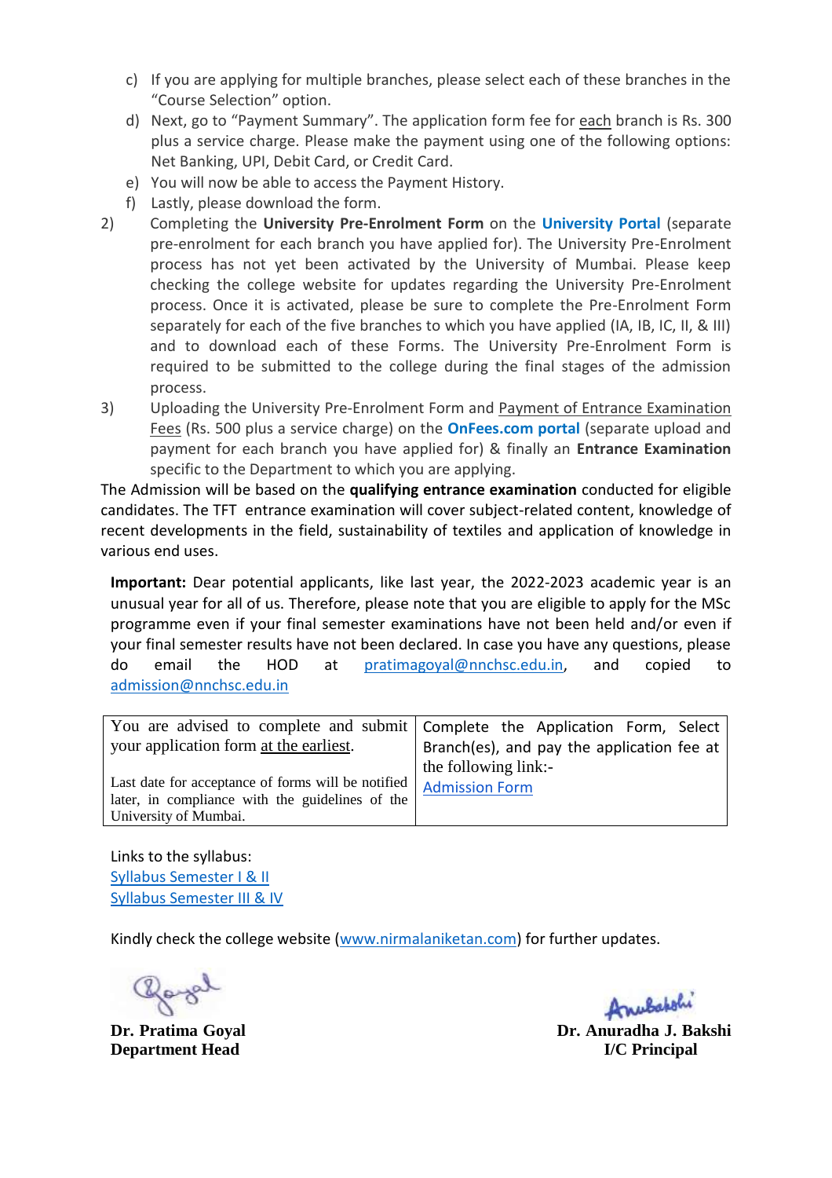c) If you are applying for multiple branches, please select each of these branches in the "Course Selection" option.
d) Next, go to "Payment Summary". The application form fee for each branch is Rs. 300 plus a service charge. Please make the payment using one of the following options: Net Banking, UPI, Debit Card, or Credit Card.
e) You will now be able to access the Payment History.
f) Lastly, please download the form.

2) Completing the **University Pre-Enrolment Form** on the **University Portal** (separate pre-enrolment for each branch you have applied for). The University Pre-Enrolment process has not yet been activated by the University of Mumbai. Please keep checking the college website for updates regarding the University Pre-Enrolment process. Once it is activated, please be sure to complete the Pre-Enrolment Form separately for each of the five branches to which you have applied (IA, IB, IC, II, & III) and to download each of these Forms. The University Pre-Enrolment Form is required to be submitted to the college during the final stages of the admission process.

3) Uploading the University Pre-Enrolment Form and Payment of Entrance Examination Fees (Rs. 500 plus a service charge) on the **OnFees.com portal** (separate upload and payment for each branch you have applied for) & finally an **Entrance Examination** specific to the Department to which you are applying.

The Admission will be based on the **qualifying entrance examination** conducted for eligible candidates. The TFT entrance examination will cover subject-related content, knowledge of recent developments in the field, sustainability of textiles and application of knowledge in various end uses.

**Important:** Dear potential applicants, like last year, the 2022-2023 academic year is an unusual year for all of us. Therefore, please note that you are eligible to apply for the MSc programme even if your final semester examinations have not been held and/or even if your final semester results have not been declared. In case you have any questions, please do email the HOD at pratimagoyal@nnchsc.edu.in, and copied to admission@nnchsc.edu.in

| | |
|---|---|
| You are advised to complete and submit your application form at the earliest.<br><br>Last date for acceptance of forms will be notified later, in compliance with the guidelines of the University of Mumbai. | Complete the Application Form, Select Branch(es), and pay the application fee at the following link:-<br>Admission Form |

Links to the syllabus:
Syllabus Semester I & II
Syllabus Semester III & IV

Kindly check the college website (www.nirmalaniketan.com) for further updates.

**Dr. Pratima Goyal**
**Department Head**

**Dr. Anuradha J. Bakshi**
**I/C Principal**